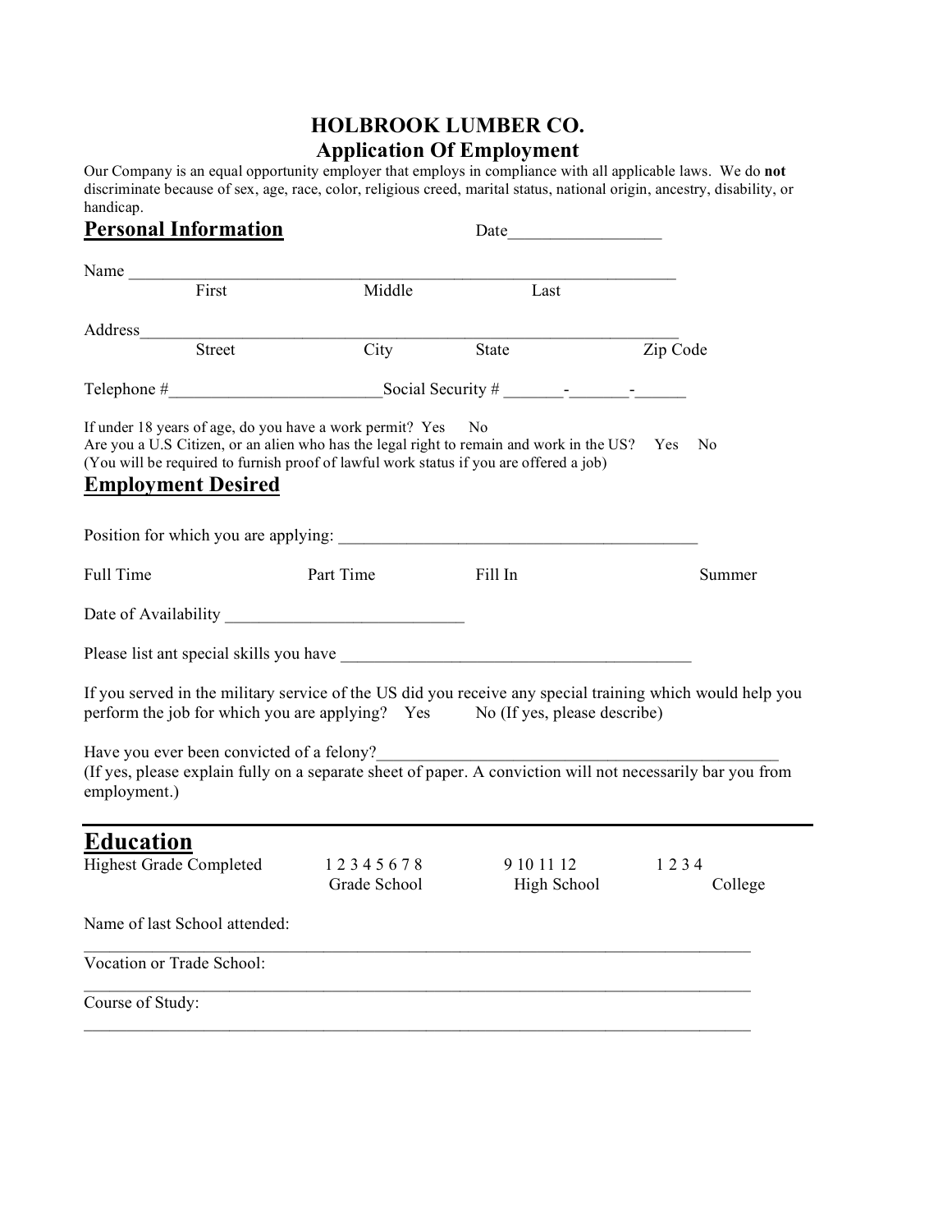# HOLBROOK LUMBER CO.
## Application Of Employment

Our Company is an equal opportunity employer that employs in compliance with all applicable laws. We do **not** discriminate because of sex, age, race, color, religious creed, marital status, national origin, ancestry, disability, or handicap.

## Personal Information

Date__________________

Name ____________________________________________________________________
First Middle Last

Address___________________________________________________________________
Street City State Zip Code

Telephone #_________________________Social Security # _______-_______-______

If under 18 years of age, do you have a work permit? Yes No
Are you a U.S Citizen, or an alien who has the legal right to remain and work in the US? Yes No
(You will be required to furnish proof of lawful work status if you are offered a job)

## Employment Desired

Position for which you are applying: ___________________________________________

Full Time Part Time Fill In Summer

Date of Availability ____________________________

Please list ant special skills you have _________________________________________

If you served in the military service of the US did you receive any special training which would help you perform the job for which you are applying? Yes No (If yes, please describe)

Have you ever been convicted of a felony?________________________________________________
(If yes, please explain fully on a separate sheet of paper. A conviction will not necessarily bar you from employment.)

---

## Education

Highest Grade Completed 1 2 3 4 5 6 7 8 (Grade School) 9 10 11 12 (High School) 1 2 3 4 (College)

Name of last School attended:
_____________________________________________________________________________

Vocation or Trade School:
_____________________________________________________________________________

Course of Study:
_____________________________________________________________________________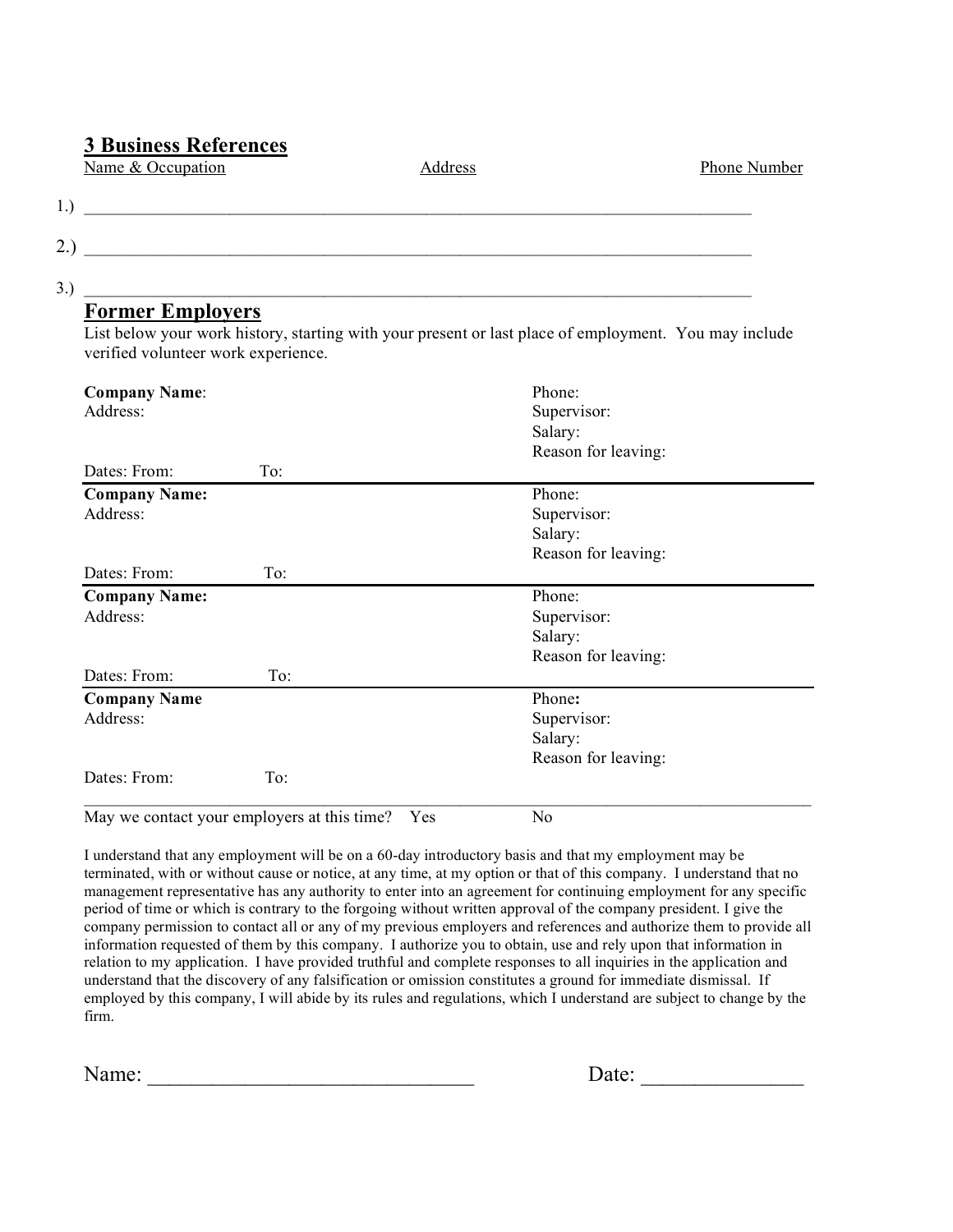## 3 Business References

Name & Occupation | Address | Phone Number

1.) ______________________________________________________________________________

2.) ______________________________________________________________________________

3.) ______________________________________________________________________________

## Former Employers

List below your work history, starting with your present or last place of employment. You may include verified volunteer work experience.

**Company Name**:
Address:

Phone:
Supervisor:
Salary:
Reason for leaving:

Dates: From: To:

---

**Company Name:**
Address:

Phone:
Supervisor:
Salary:
Reason for leaving:

Dates: From: To:

---

**Company Name:**
Address:

Phone:
Supervisor:
Salary:
Reason for leaving:

Dates: From: To:

---

**Company Name**
Address:

Phone**:**
Supervisor:
Salary:
Reason for leaving:

Dates: From: To:

---

May we contact your employers at this time? Yes No

I understand that any employment will be on a 60-day introductory basis and that my employment may be terminated, with or without cause or notice, at any time, at my option or that of this company. I understand that no management representative has any authority to enter into an agreement for continuing employment for any specific period of time or which is contrary to the forgoing without written approval of the company president. I give the company permission to contact all or any of my previous employers and references and authorize them to provide all information requested of them by this company. I authorize you to obtain, use and rely upon that information in relation to my application. I have provided truthful and complete responses to all inquiries in the application and understand that the discovery of any falsification or omission constitutes a ground for immediate dismissal. If employed by this company, I will abide by its rules and regulations, which I understand are subject to change by the firm.

Name: ______________________________ Date: _______________